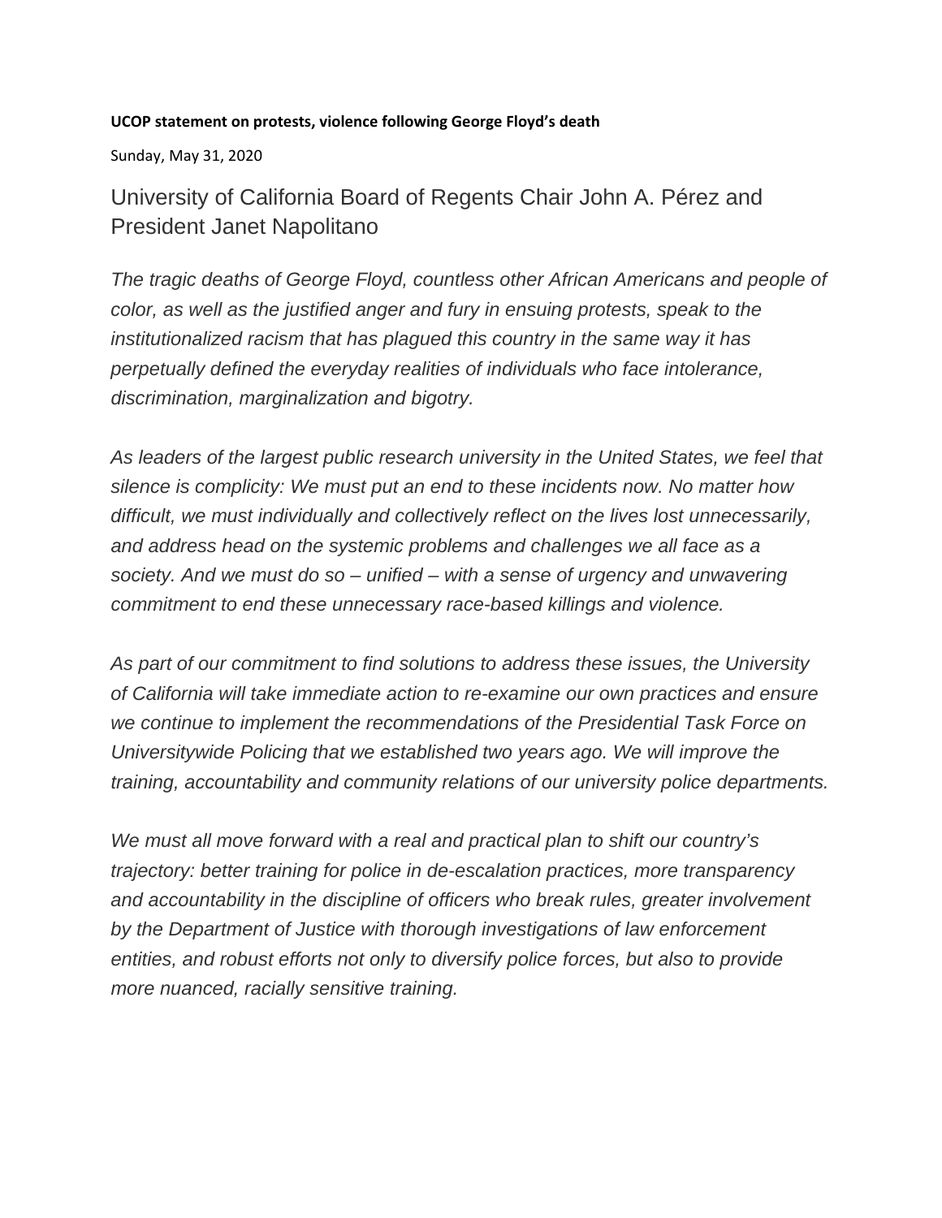**UCOP statement on protests, violence following George Floyd's death**

Sunday, May 31, 2020

## University of California Board of Regents Chair John A. Pérez and President Janet Napolitano

*The tragic deaths of George Floyd, countless other African Americans and people of color, as well as the justified anger and fury in ensuing protests, speak to the institutionalized racism that has plagued this country in the same way it has perpetually defined the everyday realities of individuals who face intolerance, discrimination, marginalization and bigotry.*

*As leaders of the largest public research university in the United States, we feel that silence is complicity: We must put an end to these incidents now. No matter how difficult, we must individually and collectively reflect on the lives lost unnecessarily, and address head on the systemic problems and challenges we all face as a society. And we must do so – unified – with a sense of urgency and unwavering commitment to end these unnecessary race-based killings and violence.*

*As part of our commitment to find solutions to address these issues, the University of California will take immediate action to re-examine our own practices and ensure we continue to implement the recommendations of the Presidential Task Force on Universitywide Policing that we established two years ago. We will improve the training, accountability and community relations of our university police departments.*

*We must all move forward with a real and practical plan to shift our country's trajectory: better training for police in de-escalation practices, more transparency and accountability in the discipline of officers who break rules, greater involvement by the Department of Justice with thorough investigations of law enforcement entities, and robust efforts not only to diversify police forces, but also to provide more nuanced, racially sensitive training.*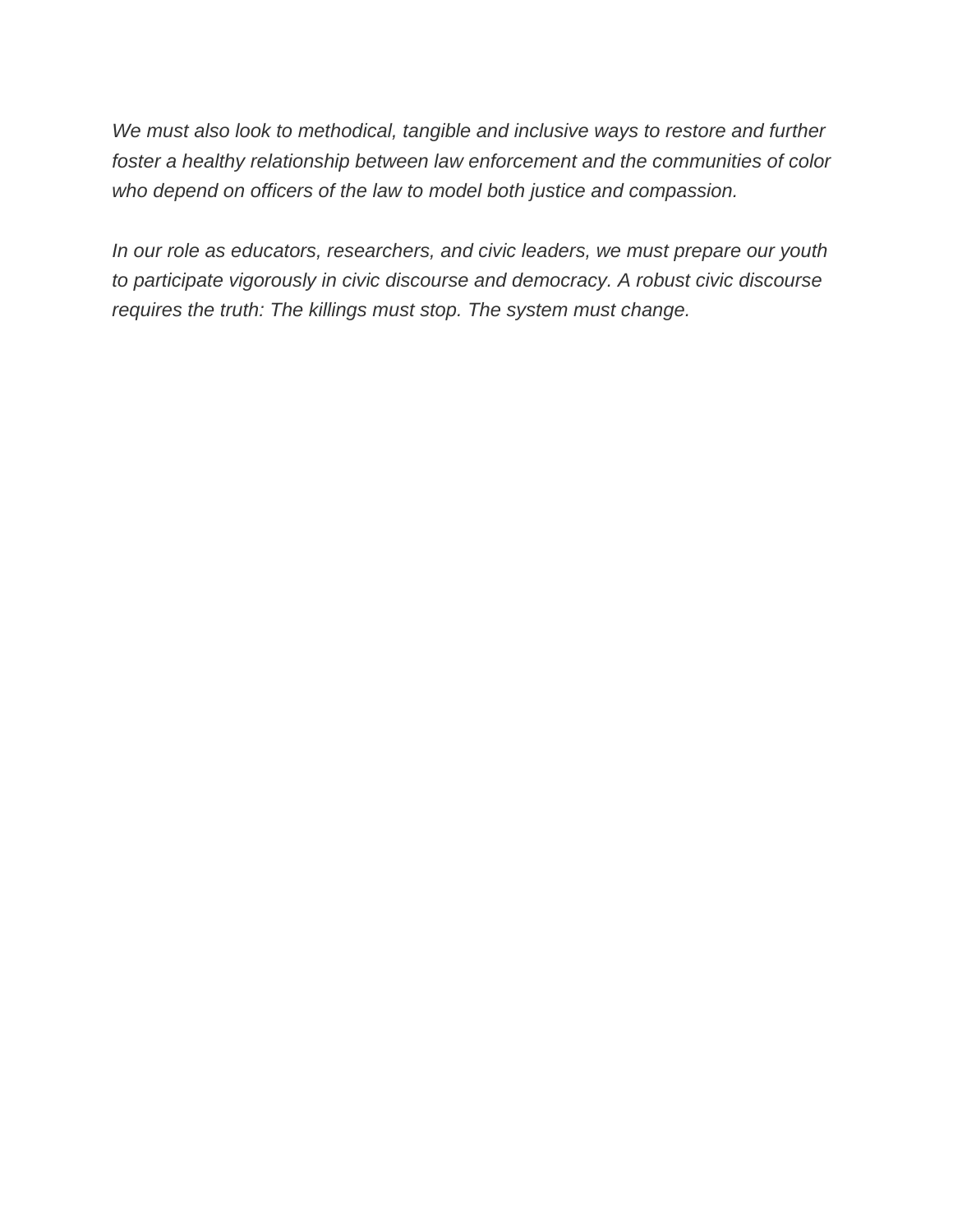*We must also look to methodical, tangible and inclusive ways to restore and further foster a healthy relationship between law enforcement and the communities of color who depend on officers of the law to model both justice and compassion.*

*In our role as educators, researchers, and civic leaders, we must prepare our youth to participate vigorously in civic discourse and democracy. A robust civic discourse requires the truth: The killings must stop. The system must change.*